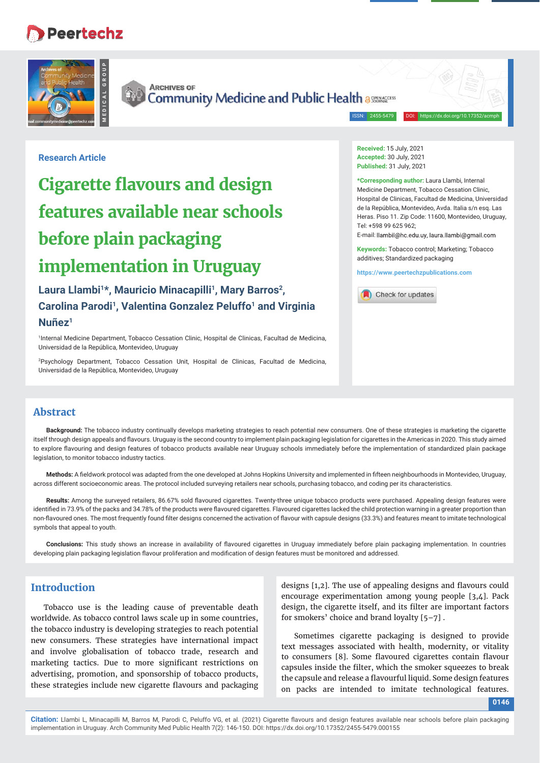Research Article

# Cigarette flavours and design features available near schools before plain packaging implementation in Uruguay

**Laura Llambi[1]*, Mauricio Minacapilli[1], Mary Barros[2], Carolina Parodi[1], Valentina Gonzalez Peluffo[1] and Virginia Nuñez[1]**

[1]Internal Medicine Department, Tobacco Cessation Clinic, Hospital de Clinicas, Facultad de Medicina, Universidad de la República, Montevideo, Uruguay

[2]Psychology Department, Tobacco Cessation Unit, Hospital de Clinicas, Facultad de Medicina, Universidad de la República, Montevideo, Uruguay

**Received:** 15 July, 2021
**Accepted:** 30 July, 2021
**Published:** 31 July, 2021

***Corresponding author:** Laura Llambi, Internal Medicine Department, Tobacco Cessation Clinic, Hospital de Clinicas, Facultad de Medicina, Universidad de la República, Montevideo, Avda. Italia s/n esq. Las Heras. Piso 11. Zip Code: 11600, Montevideo, Uruguay, Tel: +598 99 625 962;
E-mail: llambil@hc.edu.uy, laura.llambi@gmail.com

**Keywords:** Tobacco control; Marketing; Tobacco additives; Standardized packaging

https://www.peertechzpublications.com

## Abstract

**Background:** The tobacco industry continually develops marketing strategies to reach potential new consumers. One of these strategies is marketing the cigarette itself through design appeals and flavours. Uruguay is the second country to implement plain packaging legislation for cigarettes in the Americas in 2020. This study aimed to explore flavouring and design features of tobacco products available near Uruguay schools immediately before the implementation of standardized plain package legislation, to monitor tobacco industry tactics.

**Methods:** A fieldwork protocol was adapted from the one developed at Johns Hopkins University and implemented in fifteen neighbourhoods in Montevideo, Uruguay, across different socioeconomic areas. The protocol included surveying retailers near schools, purchasing tobacco, and coding per its characteristics.

**Results:** Among the surveyed retailers, 86.67% sold flavoured cigarettes. Twenty-three unique tobacco products were purchased. Appealing design features were identified in 73.9% of the packs and 34.78% of the products were flavoured cigarettes. Flavoured cigarettes lacked the child protection warning in a greater proportion than non-flavoured ones. The most frequently found filter designs concerned the activation of flavour with capsule designs (33.3%) and features meant to imitate technological symbols that appeal to youth.

**Conclusions:** This study shows an increase in availability of flavoured cigarettes in Uruguay immediately before plain packaging implementation. In countries developing plain packaging legislation flavour proliferation and modification of design features must be monitored and addressed.

## Introduction

Tobacco use is the leading cause of preventable death worldwide. As tobacco control laws scale up in some countries, the tobacco industry is developing strategies to reach potential new consumers. These strategies have international impact and involve globalisation of tobacco trade, research and marketing tactics. Due to more significant restrictions on advertising, promotion, and sponsorship of tobacco products, these strategies include new cigarette flavours and packaging designs [1,2]. The use of appealing designs and flavours could encourage experimentation among young people [3,4]. Pack design, the cigarette itself, and its filter are important factors for smokers' choice and brand loyalty [5–7] .

Sometimes cigarette packaging is designed to provide text messages associated with health, modernity, or vitality to consumers [8]. Some flavoured cigarettes contain flavour capsules inside the filter, which the smoker squeezes to break the capsule and release a flavourful liquid. Some design features on packs are intended to imitate technological features.

**Citation:** Llambi L, Minacapilli M, Barros M, Parodi C, Peluffo VG, et al. (2021) Cigarette flavours and design features available near schools before plain packaging implementation in Uruguay. Arch Community Med Public Health 7(2): 146-150. DOI: https://dx.doi.org/10.17352/2455-5479.000155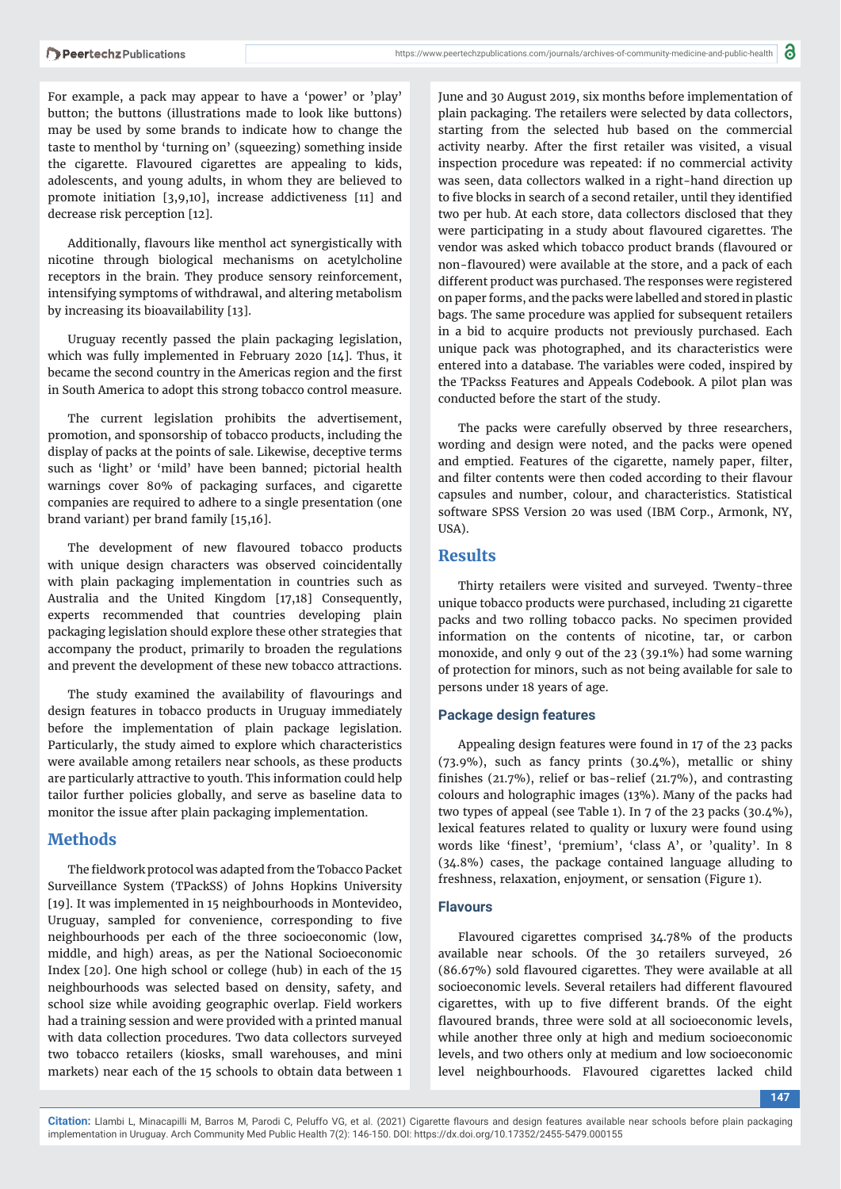For example, a pack may appear to have a 'power' or 'play' button; the buttons (illustrations made to look like buttons) may be used by some brands to indicate how to change the taste to menthol by 'turning on' (squeezing) something inside the cigarette. Flavoured cigarettes are appealing to kids, adolescents, and young adults, in whom they are believed to promote initiation [3,9,10], increase addictiveness [11] and decrease risk perception [12].

Additionally, flavours like menthol act synergistically with nicotine through biological mechanisms on acetylcholine receptors in the brain. They produce sensory reinforcement, intensifying symptoms of withdrawal, and altering metabolism by increasing its bioavailability [13].

Uruguay recently passed the plain packaging legislation, which was fully implemented in February 2020 [14]. Thus, it became the second country in the Americas region and the first in South America to adopt this strong tobacco control measure.

The current legislation prohibits the advertisement, promotion, and sponsorship of tobacco products, including the display of packs at the points of sale. Likewise, deceptive terms such as 'light' or 'mild' have been banned; pictorial health warnings cover 80% of packaging surfaces, and cigarette companies are required to adhere to a single presentation (one brand variant) per brand family [15,16].

The development of new flavoured tobacco products with unique design characters was observed coincidentally with plain packaging implementation in countries such as Australia and the United Kingdom [17,18] Consequently, experts recommended that countries developing plain packaging legislation should explore these other strategies that accompany the product, primarily to broaden the regulations and prevent the development of these new tobacco attractions.

The study examined the availability of flavourings and design features in tobacco products in Uruguay immediately before the implementation of plain package legislation. Particularly, the study aimed to explore which characteristics were available among retailers near schools, as these products are particularly attractive to youth. This information could help tailor further policies globally, and serve as baseline data to monitor the issue after plain packaging implementation.

## Methods

The fieldwork protocol was adapted from the Tobacco Packet Surveillance System (TPackSS) of Johns Hopkins University [19]. It was implemented in 15 neighbourhoods in Montevideo, Uruguay, sampled for convenience, corresponding to five neighbourhoods per each of the three socioeconomic (low, middle, and high) areas, as per the National Socioeconomic Index [20]. One high school or college (hub) in each of the 15 neighbourhoods was selected based on density, safety, and school size while avoiding geographic overlap. Field workers had a training session and were provided with a printed manual with data collection procedures. Two data collectors surveyed two tobacco retailers (kiosks, small warehouses, and mini markets) near each of the 15 schools to obtain data between 1 June and 30 August 2019, six months before implementation of plain packaging. The retailers were selected by data collectors, starting from the selected hub based on the commercial activity nearby. After the first retailer was visited, a visual inspection procedure was repeated: if no commercial activity was seen, data collectors walked in a right-hand direction up to five blocks in search of a second retailer, until they identified two per hub. At each store, data collectors disclosed that they were participating in a study about flavoured cigarettes. The vendor was asked which tobacco product brands (flavoured or non-flavoured) were available at the store, and a pack of each different product was purchased. The responses were registered on paper forms, and the packs were labelled and stored in plastic bags. The same procedure was applied for subsequent retailers in a bid to acquire products not previously purchased. Each unique pack was photographed, and its characteristics were entered into a database. The variables were coded, inspired by the TPackss Features and Appeals Codebook. A pilot plan was conducted before the start of the study.

The packs were carefully observed by three researchers, wording and design were noted, and the packs were opened and emptied. Features of the cigarette, namely paper, filter, and filter contents were then coded according to their flavour capsules and number, colour, and characteristics. Statistical software SPSS Version 20 was used (IBM Corp., Armonk, NY, USA).

## Results

Thirty retailers were visited and surveyed. Twenty-three unique tobacco products were purchased, including 21 cigarette packs and two rolling tobacco packs. No specimen provided information on the contents of nicotine, tar, or carbon monoxide, and only 9 out of the 23 (39.1%) had some warning of protection for minors, such as not being available for sale to persons under 18 years of age.

### Package design features

Appealing design features were found in 17 of the 23 packs (73.9%), such as fancy prints (30.4%), metallic or shiny finishes (21.7%), relief or bas-relief (21.7%), and contrasting colours and holographic images (13%). Many of the packs had two types of appeal (see Table 1). In 7 of the 23 packs (30.4%), lexical features related to quality or luxury were found using words like 'finest', 'premium', 'class A', or 'quality'. In 8 (34.8%) cases, the package contained language alluding to freshness, relaxation, enjoyment, or sensation (Figure 1).

### Flavours

Flavoured cigarettes comprised 34.78% of the products available near schools. Of the 30 retailers surveyed, 26 (86.67%) sold flavoured cigarettes. They were available at all socioeconomic levels. Several retailers had different flavoured cigarettes, with up to five different brands. Of the eight flavoured brands, three were sold at all socioeconomic levels, while another three only at high and medium socioeconomic levels, and two others only at medium and low socioeconomic level neighbourhoods. Flavoured cigarettes lacked child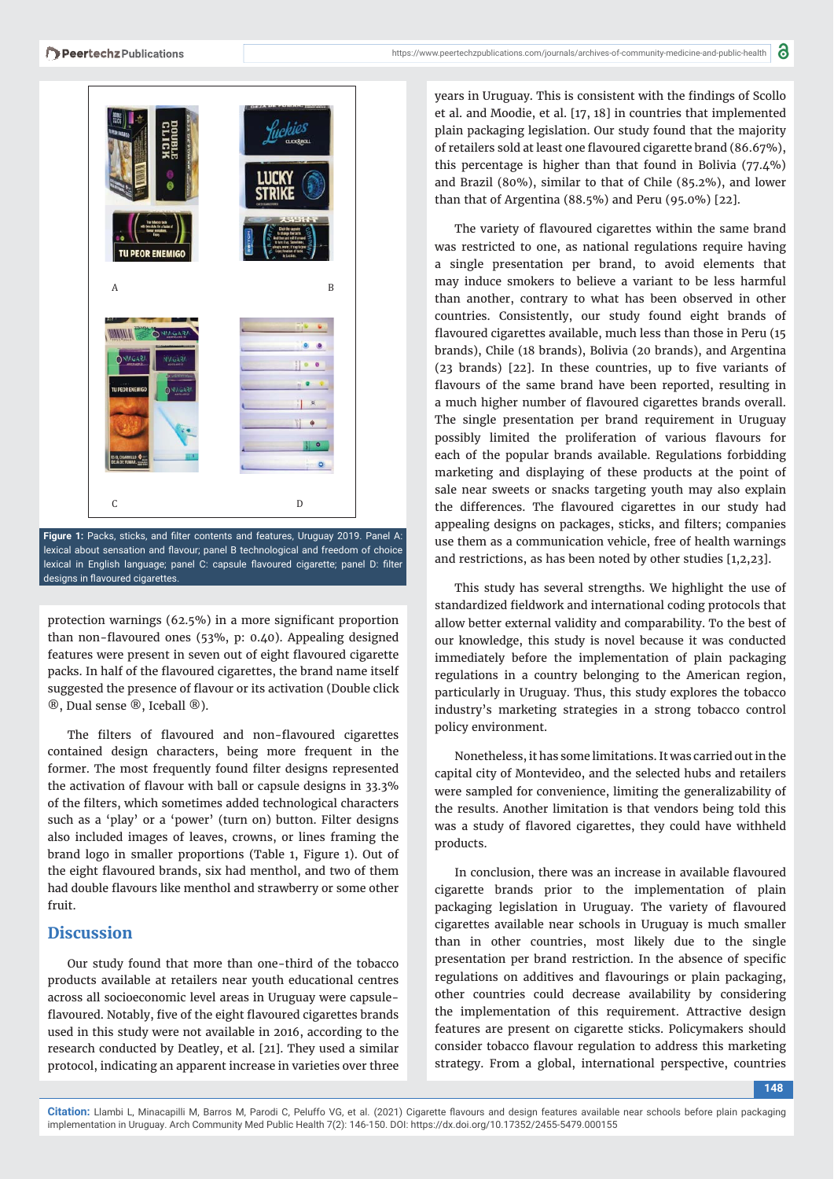Figure 1: Packs, sticks, and filter contents and features, Uruguay 2019. Panel A: lexical about sensation and flavour; panel B technological and freedom of choice lexical in English language; panel C: capsule flavoured cigarette; panel D: filter designs in flavoured cigarettes.

protection warnings (62.5%) in a more significant proportion than non-flavoured ones (53%, p: 0.40). Appealing designed features were present in seven out of eight flavoured cigarette packs. In half of the flavoured cigarettes, the brand name itself suggested the presence of flavour or its activation (Double click ®, Dual sense ®, Iceball ®).

The filters of flavoured and non-flavoured cigarettes contained design characters, being more frequent in the former. The most frequently found filter designs represented the activation of flavour with ball or capsule designs in 33.3% of the filters, which sometimes added technological characters such as a 'play' or a 'power' (turn on) button. Filter designs also included images of leaves, crowns, or lines framing the brand logo in smaller proportions (Table 1, Figure 1). Out of the eight flavoured brands, six had menthol, and two of them had double flavours like menthol and strawberry or some other fruit.

## Discussion

Our study found that more than one-third of the tobacco products available at retailers near youth educational centres across all socioeconomic level areas in Uruguay were capsule-flavoured. Notably, five of the eight flavoured cigarettes brands used in this study were not available in 2016, according to the research conducted by Deatley, et al. [21]. They used a similar protocol, indicating an apparent increase in varieties over three years in Uruguay. This is consistent with the findings of Scollo et al. and Moodie, et al. [17, 18] in countries that implemented plain packaging legislation. Our study found that the majority of retailers sold at least one flavoured cigarette brand (86.67%), this percentage is higher than that found in Bolivia (77.4%) and Brazil (80%), similar to that of Chile (85.2%), and lower than that of Argentina (88.5%) and Peru (95.0%) [22].

The variety of flavoured cigarettes within the same brand was restricted to one, as national regulations require having a single presentation per brand, to avoid elements that may induce smokers to believe a variant to be less harmful than another, contrary to what has been observed in other countries. Consistently, our study found eight brands of flavoured cigarettes available, much less than those in Peru (15 brands), Chile (18 brands), Bolivia (20 brands), and Argentina (23 brands) [22]. In these countries, up to five variants of flavours of the same brand have been reported, resulting in a much higher number of flavoured cigarettes brands overall. The single presentation per brand requirement in Uruguay possibly limited the proliferation of various flavours for each of the popular brands available. Regulations forbidding marketing and displaying of these products at the point of sale near sweets or snacks targeting youth may also explain the differences. The flavoured cigarettes in our study had appealing designs on packages, sticks, and filters; companies use them as a communication vehicle, free of health warnings and restrictions, as has been noted by other studies [1,2,23].

This study has several strengths. We highlight the use of standardized fieldwork and international coding protocols that allow better external validity and comparability. To the best of our knowledge, this study is novel because it was conducted immediately before the implementation of plain packaging regulations in a country belonging to the American region, particularly in Uruguay. Thus, this study explores the tobacco industry's marketing strategies in a strong tobacco control policy environment.

Nonetheless, it has some limitations. It was carried out in the capital city of Montevideo, and the selected hubs and retailers were sampled for convenience, limiting the generalizability of the results. Another limitation is that vendors being told this was a study of flavored cigarettes, they could have withheld products.

In conclusion, there was an increase in available flavoured cigarette brands prior to the implementation of plain packaging legislation in Uruguay. The variety of flavoured cigarettes available near schools in Uruguay is much smaller than in other countries, most likely due to the single presentation per brand restriction. In the absence of specific regulations on additives and flavourings or plain packaging, other countries could decrease availability by considering the implementation of this requirement. Attractive design features are present on cigarette sticks. Policymakers should consider tobacco flavour regulation to address this marketing strategy. From a global, international perspective, countries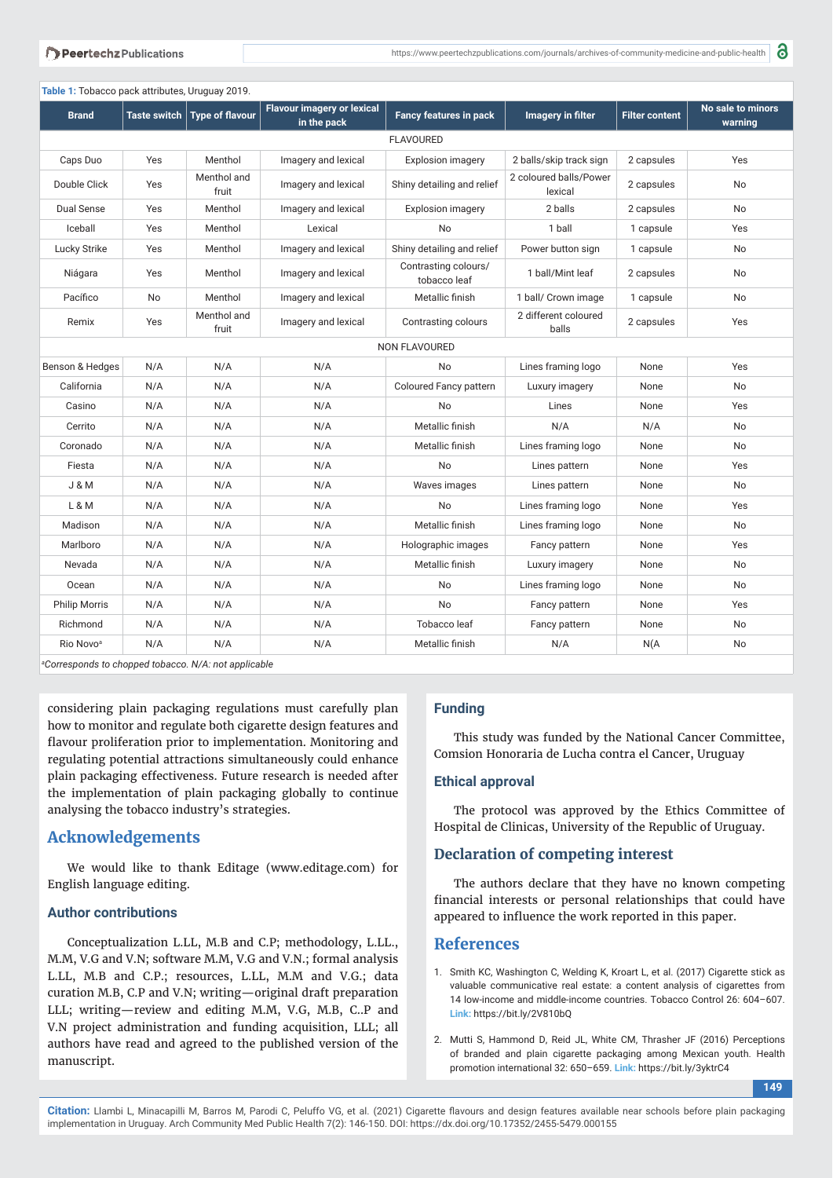**Table 1:** Tobacco pack attributes, Uruguay 2019.

| Brand | Taste switch | Type of flavour | Flavour imagery or lexical in the pack | Fancy features in pack | Imagery in filter | Filter content | No sale to minors warning |
|---|---|---|---|---|---|---|---|
| FLAVOURED | | | | | | | |
| Caps Duo | Yes | Menthol | Imagery and lexical | Explosion imagery | 2 balls/skip track sign | 2 capsules | Yes |
| Double Click | Yes | Menthol and fruit | Imagery and lexical | Shiny detailing and relief | 2 coloured balls/Power lexical | 2 capsules | No |
| Dual Sense | Yes | Menthol | Imagery and lexical | Explosion imagery | 2 balls | 2 capsules | No |
| Iceball | Yes | Menthol | Lexical | No | 1 ball | 1 capsule | Yes |
| Lucky Strike | Yes | Menthol | Imagery and lexical | Shiny detailing and relief | Power button sign | 1 capsule | No |
| Niágara | Yes | Menthol | Imagery and lexical | Contrasting colours/ tobacco leaf | 1 ball/Mint leaf | 2 capsules | No |
| Pacífico | No | Menthol | Imagery and lexical | Metallic finish | 1 ball/ Crown image | 1 capsule | No |
| Remix | Yes | Menthol and fruit | Imagery and lexical | Contrasting colours | 2 different coloured balls | 2 capsules | Yes |
| NON FLAVOURED | | | | | | | |
| Benson & Hedges | N/A | N/A | N/A | No | Lines framing logo | None | Yes |
| California | N/A | N/A | N/A | Coloured Fancy pattern | Luxury imagery | None | No |
| Casino | N/A | N/A | N/A | No | Lines | None | Yes |
| Cerrito | N/A | N/A | N/A | Metallic finish | N/A | N/A | No |
| Coronado | N/A | N/A | N/A | Metallic finish | Lines framing logo | None | No |
| Fiesta | N/A | N/A | N/A | No | Lines pattern | None | Yes |
| J & M | N/A | N/A | N/A | Waves images | Lines pattern | None | No |
| L & M | N/A | N/A | N/A | No | Lines framing logo | None | Yes |
| Madison | N/A | N/A | N/A | Metallic finish | Lines framing logo | None | No |
| Marlboro | N/A | N/A | N/A | Holographic images | Fancy pattern | None | Yes |
| Nevada | N/A | N/A | N/A | Metallic finish | Luxury imagery | None | No |
| Ocean | N/A | N/A | N/A | No | Lines framing logo | None | No |
| Philip Morris | N/A | N/A | N/A | No | Fancy pattern | None | Yes |
| Richmond | N/A | N/A | N/A | Tobacco leaf | Fancy pattern | None | No |
| Rio Novo[a] | N/A | N/A | N/A | Metallic finish | N/A | N(A | No |

*[a]Corresponds to chopped tobacco. N/A: not applicable*

considering plain packaging regulations must carefully plan how to monitor and regulate both cigarette design features and flavour proliferation prior to implementation. Monitoring and regulating potential attractions simultaneously could enhance plain packaging effectiveness. Future research is needed after the implementation of plain packaging globally to continue analysing the tobacco industry's strategies.

## Acknowledgements

We would like to thank Editage (www.editage.com) for English language editing.

### Author contributions

Conceptualization L.LL, M.B and C.P; methodology, L.LL., M.M, V.G and V.N; software M.M, V.G and V.N.; formal analysis L.LL, M.B and C.P.; resources, L.LL, M.M and V.G.; data curation M.B, C.P and V.N; writing—original draft preparation LLL; writing—review and editing M.M, V.G, M.B, C..P and V.N project administration and funding acquisition, LLL; all authors have read and agreed to the published version of the manuscript.

### Funding

This study was funded by the National Cancer Committee, Comsion Honoraria de Lucha contra el Cancer, Uruguay

### Ethical approval

The protocol was approved by the Ethics Committee of Hospital de Clinicas, University of the Republic of Uruguay.

## Declaration of competing interest

The authors declare that they have no known competing financial interests or personal relationships that could have appeared to influence the work reported in this paper.

## References

1. Smith KC, Washington C, Welding K, Kroart L, et al. (2017) Cigarette stick as valuable communicative real estate: a content analysis of cigarettes from 14 low-income and middle-income countries. Tobacco Control 26: 604–607. **Link:** https://bit.ly/2V810bQ
2. Mutti S, Hammond D, Reid JL, White CM, Thrasher JF (2016) Perceptions of branded and plain cigarette packaging among Mexican youth. Health promotion international 32: 650–659. **Link:** https://bit.ly/3yktrC4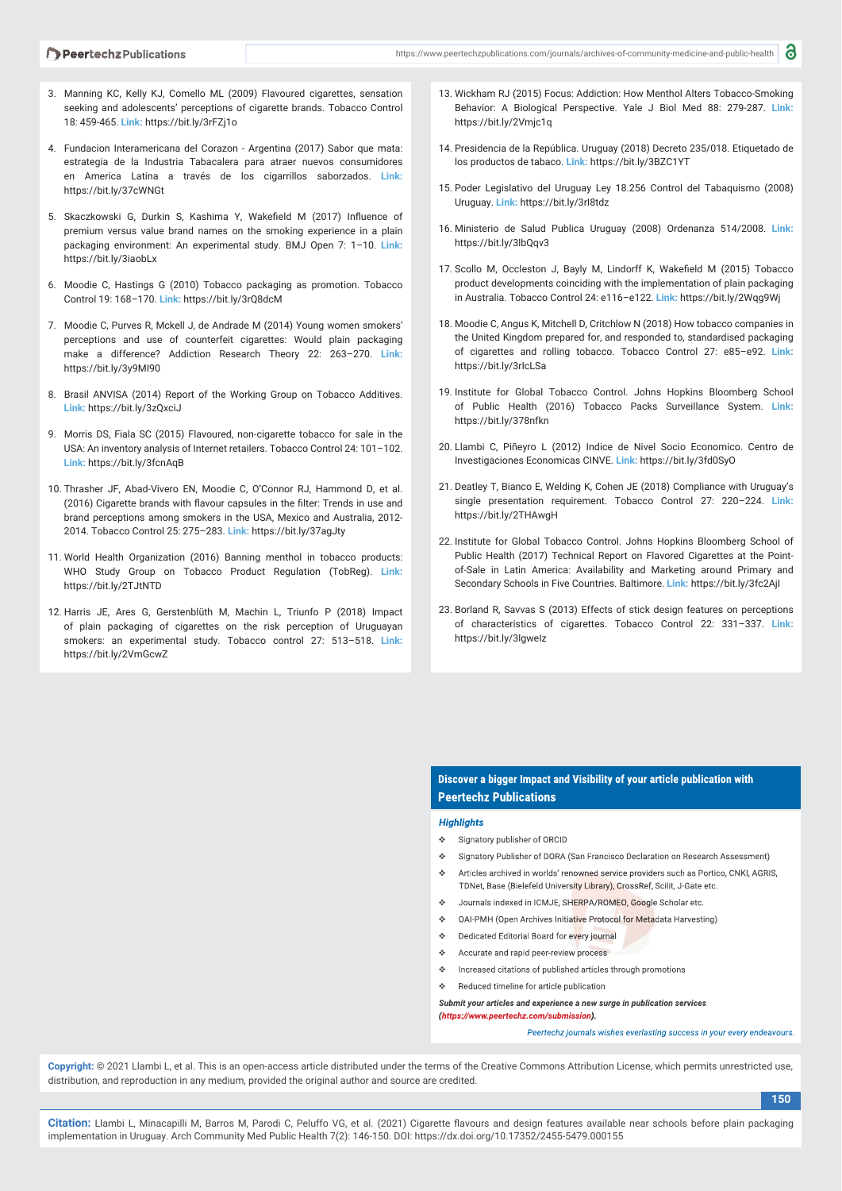3. Manning KC, Kelly KJ, Comello ML (2009) Flavoured cigarettes, sensation seeking and adolescents' perceptions of cigarette brands. Tobacco Control 18: 459-465. **Link:** https://bit.ly/3rFZj1o

4. Fundacion Interamericana del Corazon - Argentina (2017) Sabor que mata: estrategia de la Industria Tabacalera para atraer nuevos consumidores en America Latina a través de los cigarrillos saborzados. **Link:** https://bit.ly/37cWNGt

5. Skaczkowski G, Durkin S, Kashima Y, Wakefield M (2017) Influence of premium versus value brand names on the smoking experience in a plain packaging environment: An experimental study. BMJ Open 7: 1–10. **Link:** https://bit.ly/3iaobLx

6. Moodie C, Hastings G (2010) Tobacco packaging as promotion. Tobacco Control 19: 168–170. **Link:** https://bit.ly/3rQ8dcM

7. Moodie C, Purves R, Mckell J, de Andrade M (2014) Young women smokers' perceptions and use of counterfeit cigarettes: Would plain packaging make a difference? Addiction Research Theory 22: 263–270. **Link:** https://bit.ly/3y9MI90

8. Brasil ANVISA (2014) Report of the Working Group on Tobacco Additives. **Link:** https://bit.ly/3zQxciJ

9. Morris DS, Fiala SC (2015) Flavoured, non-cigarette tobacco for sale in the USA: An inventory analysis of Internet retailers. Tobacco Control 24: 101–102. **Link:** https://bit.ly/3fcnAqB

10. Thrasher JF, Abad-Vivero EN, Moodie C, O'Connor RJ, Hammond D, et al. (2016) Cigarette brands with flavour capsules in the filter: Trends in use and brand perceptions among smokers in the USA, Mexico and Australia, 2012-2014. Tobacco Control 25: 275–283. **Link:** https://bit.ly/37agJty

11. World Health Organization (2016) Banning menthol in tobacco products: WHO Study Group on Tobacco Product Regulation (TobReg). **Link:** https://bit.ly/2TJtNTD

12. Harris JE, Ares G, Gerstenblüth M, Machin L, Triunfo P (2018) Impact of plain packaging of cigarettes on the risk perception of Uruguayan smokers: an experimental study. Tobacco control 27: 513–518. **Link:** https://bit.ly/2VmGcwZ

13. Wickham RJ (2015) Focus: Addiction: How Menthol Alters Tobacco-Smoking Behavior: A Biological Perspective. Yale J Biol Med 88: 279-287. **Link:** https://bit.ly/2Vmjc1q

14. Presidencia de la República. Uruguay (2018) Decreto 235/018. Etiquetado de los productos de tabaco. **Link:** https://bit.ly/3BZC1YT

15. Poder Legislativo del Uruguay Ley 18.256 Control del Tabaquismo (2008) Uruguay. **Link:** https://bit.ly/3rl8tdz

16. Ministerio de Salud Publica Uruguay (2008) Ordenanza 514/2008. **Link:** https://bit.ly/3lbQqv3

17. Scollo M, Occleston J, Bayly M, Lindorff K, Wakefield M (2015) Tobacco product developments coinciding with the implementation of plain packaging in Australia. Tobacco Control 24: e116–e122. **Link:** https://bit.ly/2Wqg9Wj

18. Moodie C, Angus K, Mitchell D, Critchlow N (2018) How tobacco companies in the United Kingdom prepared for, and responded to, standardised packaging of cigarettes and rolling tobacco. Tobacco Control 27: e85–e92. **Link:** https://bit.ly/3rlcLSa

19. Institute for Global Tobacco Control. Johns Hopkins Bloomberg School of Public Health (2016) Tobacco Packs Surveillance System. **Link:** https://bit.ly/378nfkn

20. Llambi C, Piñeyro L (2012) Indice de Nivel Socio Economico. Centro de Investigaciones Economicas CINVE. **Link:** https://bit.ly/3fd0SyO

21. Deatley T, Bianco E, Welding K, Cohen JE (2018) Compliance with Uruguay's single presentation requirement. Tobacco Control 27: 220–224. **Link:** https://bit.ly/2THAwgH

22. Institute for Global Tobacco Control. Johns Hopkins Bloomberg School of Public Health (2017) Technical Report on Flavored Cigarettes at the Point-of-Sale in Latin America: Availability and Marketing around Primary and Secondary Schools in Five Countries. Baltimore. **Link:** https://bit.ly/3fc2AjI

23. Borland R, Savvas S (2013) Effects of stick design features on perceptions of characteristics of cigarettes. Tobacco Control 22: 331–337. **Link:** https://bit.ly/3lgweIz

**Discover a bigger Impact and Visibility of your article publication with Peertechz Publications**

***Highlights***

- Signatory publisher of ORCID
- Signatory Publisher of DORA (San Francisco Declaration on Research Assessment)
- Articles archived in worlds' renowned service providers such as Portico, CNKI, AGRIS, TDNet, Base (Bielefeld University Library), CrossRef, Scilit, J-Gate etc.
- Journals indexed in ICMJE, SHERPA/ROMEO, Google Scholar etc.
- OAI-PMH (Open Archives Initiative Protocol for Metadata Harvesting)
- Dedicated Editorial Board for every journal
- Accurate and rapid peer-review process
- Increased citations of published articles through promotions
- Reduced timeline for article publication

***Submit your articles and experience a new surge in publication services (https://www.peertechz.com/submission).***

*Peertechz journals wishes everlasting success in your every endeavours.*

**Copyright:** © 2021 Llambi L, et al. This is an open-access article distributed under the terms of the Creative Commons Attribution License, which permits unrestricted use, distribution, and reproduction in any medium, provided the original author and source are credited.

**Citation:** Llambi L, Minacapilli M, Barros M, Parodi C, Peluffo VG, et al. (2021) Cigarette flavours and design features available near schools before plain packaging implementation in Uruguay. Arch Community Med Public Health 7(2): 146-150. DOI: https://dx.doi.org/10.17352/2455-5479.000155